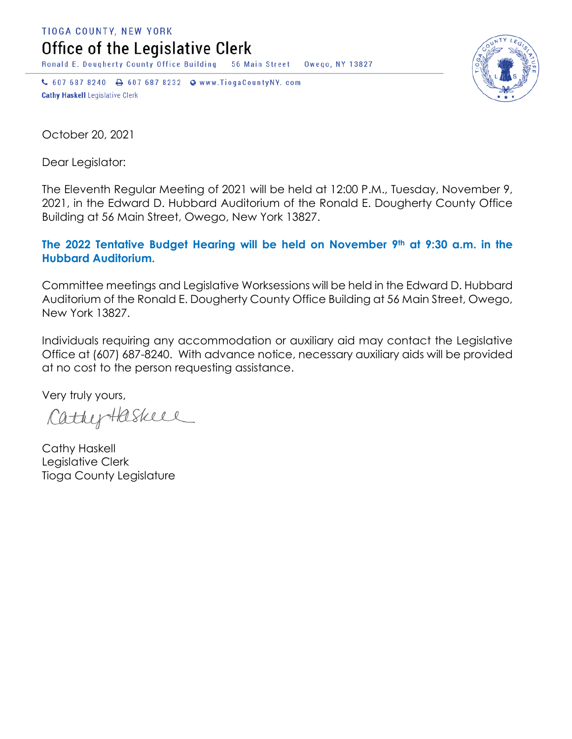TIOGA COUNTY, NEW YORK

# Office of the Legislative Clerk

Ronald E. Dougherty County Office Building 56 Main Street Owego, NY 13827

607 687 8240 607 687 8232 www.TiogaCountyNY.com

**Cathy Haskell** Legislative Clerk

October 20, 2021

Dear Legislator:

The Eleventh Regular Meeting of 2021 will be held at 12:00 P.M., Tuesday, November 9, 2021, in the Edward D. Hubbard Auditorium of the Ronald E. Dougherty County Office Building at 56 Main Street, Owego, New York 13827.

**The 2022 Tentative Budget Hearing will be held on November 9th at 9:30 a.m. in the Hubbard Auditorium.**

Committee meetings and Legislative Worksessions will be held in the Edward D. Hubbard Auditorium of the Ronald E. Dougherty County Office Building at 56 Main Street, Owego, New York 13827.

Individuals requiring any accommodation or auxiliary aid may contact the Legislative Office at (607) 687-8240. With advance notice, necessary auxiliary aids will be provided at no cost to the person requesting assistance.

Very truly yours,

Cathy Haskell

Cathy Haskell
Legislative Clerk
Tioga County Legislature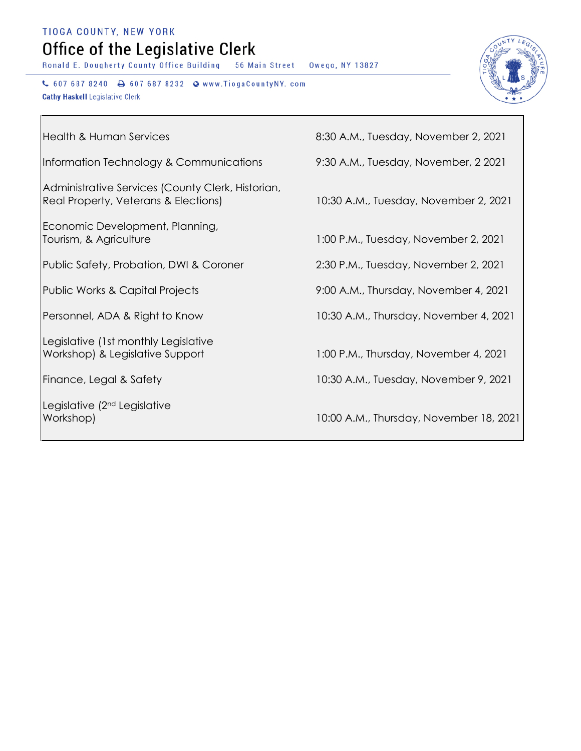TIOGA COUNTY, NEW YORK

# Office of the Legislative Clerk

Ronald E. Dougherty County Office Building 56 Main Street Owego, NY 13827

607 687 8240 607 687 8232 www.TiogaCountyNY. com

**Cathy Haskell** Legislative Clerk

| | |
|---|---|
| Health & Human Services | 8:30 A.M., Tuesday, November 2, 2021 |
| Information Technology & Communications | 9:30 A.M., Tuesday, November, 2 2021 |
| Administrative Services (County Clerk, Historian, Real Property, Veterans & Elections) | 10:30 A.M., Tuesday, November 2, 2021 |
| Economic Development, Planning, Tourism, & Agriculture | 1:00 P.M., Tuesday, November 2, 2021 |
| Public Safety, Probation, DWI & Coroner | 2:30 P.M., Tuesday, November 2, 2021 |
| Public Works & Capital Projects | 9:00 A.M., Thursday, November 4, 2021 |
| Personnel, ADA & Right to Know | 10:30 A.M., Thursday, November 4, 2021 |
| Legislative (1st monthly Legislative Workshop) & Legislative Support | 1:00 P.M., Thursday, November 4, 2021 |
| Finance, Legal & Safety | 10:30 A.M., Tuesday, November 9, 2021 |
| Legislative (2nd Legislative Workshop) | 10:00 A.M., Thursday, November 18, 2021 |